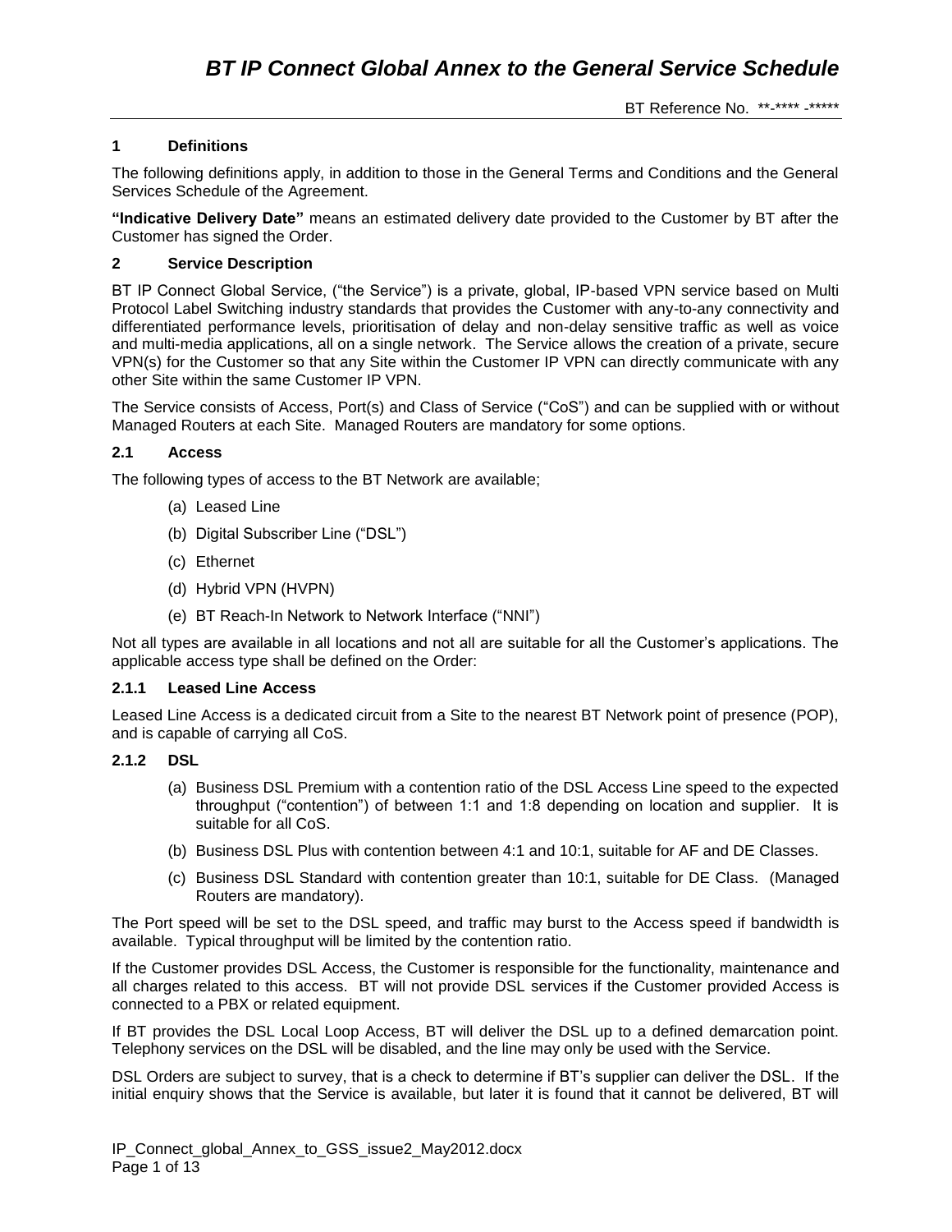# BT IP Connect Global Annex to the General Service Schedule

BT Reference No. **-**** -*****

## 1 Definitions

The following definitions apply, in addition to those in the General Terms and Conditions and the General Services Schedule of the Agreement.

**"Indicative Delivery Date"** means an estimated delivery date provided to the Customer by BT after the Customer has signed the Order.

## 2 Service Description

BT IP Connect Global Service, ("the Service") is a private, global, IP-based VPN service based on Multi Protocol Label Switching industry standards that provides the Customer with any-to-any connectivity and differentiated performance levels, prioritisation of delay and non-delay sensitive traffic as well as voice and multi-media applications, all on a single network. The Service allows the creation of a private, secure VPN(s) for the Customer so that any Site within the Customer IP VPN can directly communicate with any other Site within the same Customer IP VPN.

The Service consists of Access, Port(s) and Class of Service ("CoS") and can be supplied with or without Managed Routers at each Site. Managed Routers are mandatory for some options.

### 2.1 Access

The following types of access to the BT Network are available;

(a) Leased Line

(b) Digital Subscriber Line ("DSL")

(c) Ethernet

(d) Hybrid VPN (HVPN)

(e) BT Reach-In Network to Network Interface ("NNI")

Not all types are available in all locations and not all are suitable for all the Customer's applications. The applicable access type shall be defined on the Order:

#### 2.1.1 Leased Line Access

Leased Line Access is a dedicated circuit from a Site to the nearest BT Network point of presence (POP), and is capable of carrying all CoS.

#### 2.1.2 DSL

(a) Business DSL Premium with a contention ratio of the DSL Access Line speed to the expected throughput ("contention") of between 1:1 and 1:8 depending on location and supplier. It is suitable for all CoS.

(b) Business DSL Plus with contention between 4:1 and 10:1, suitable for AF and DE Classes.

(c) Business DSL Standard with contention greater than 10:1, suitable for DE Class. (Managed Routers are mandatory).

The Port speed will be set to the DSL speed, and traffic may burst to the Access speed if bandwidth is available. Typical throughput will be limited by the contention ratio.

If the Customer provides DSL Access, the Customer is responsible for the functionality, maintenance and all charges related to this access. BT will not provide DSL services if the Customer provided Access is connected to a PBX or related equipment.

If BT provides the DSL Local Loop Access, BT will deliver the DSL up to a defined demarcation point. Telephony services on the DSL will be disabled, and the line may only be used with the Service.

DSL Orders are subject to survey, that is a check to determine if BT's supplier can deliver the DSL. If the initial enquiry shows that the Service is available, but later it is found that it cannot be delivered, BT will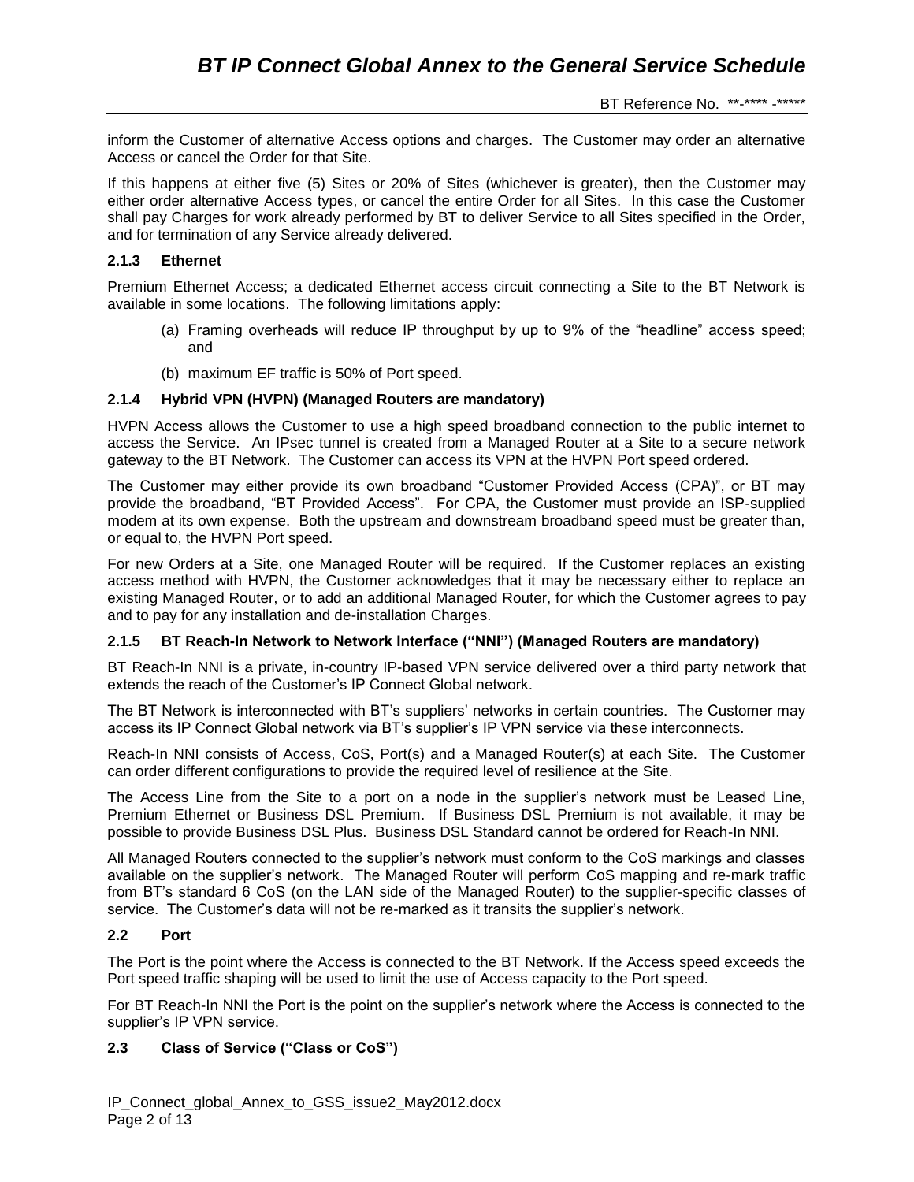inform the Customer of alternative Access options and charges. The Customer may order an alternative Access or cancel the Order for that Site.

If this happens at either five (5) Sites or 20% of Sites (whichever is greater), then the Customer may either order alternative Access types, or cancel the entire Order for all Sites. In this case the Customer shall pay Charges for work already performed by BT to deliver Service to all Sites specified in the Order, and for termination of any Service already delivered.

#### 2.1.3 Ethernet

Premium Ethernet Access; a dedicated Ethernet access circuit connecting a Site to the BT Network is available in some locations. The following limitations apply:

(a) Framing overheads will reduce IP throughput by up to 9% of the "headline" access speed; and

(b) maximum EF traffic is 50% of Port speed.

#### 2.1.4 Hybrid VPN (HVPN) (Managed Routers are mandatory)

HVPN Access allows the Customer to use a high speed broadband connection to the public internet to access the Service. An IPsec tunnel is created from a Managed Router at a Site to a secure network gateway to the BT Network. The Customer can access its VPN at the HVPN Port speed ordered.

The Customer may either provide its own broadband "Customer Provided Access (CPA)", or BT may provide the broadband, "BT Provided Access". For CPA, the Customer must provide an ISP-supplied modem at its own expense. Both the upstream and downstream broadband speed must be greater than, or equal to, the HVPN Port speed.

For new Orders at a Site, one Managed Router will be required. If the Customer replaces an existing access method with HVPN, the Customer acknowledges that it may be necessary either to replace an existing Managed Router, or to add an additional Managed Router, for which the Customer agrees to pay and to pay for any installation and de-installation Charges.

#### 2.1.5 BT Reach-In Network to Network Interface ("NNI") (Managed Routers are mandatory)

BT Reach-In NNI is a private, in-country IP-based VPN service delivered over a third party network that extends the reach of the Customer's IP Connect Global network.

The BT Network is interconnected with BT's suppliers' networks in certain countries. The Customer may access its IP Connect Global network via BT's supplier's IP VPN service via these interconnects.

Reach-In NNI consists of Access, CoS, Port(s) and a Managed Router(s) at each Site. The Customer can order different configurations to provide the required level of resilience at the Site.

The Access Line from the Site to a port on a node in the supplier's network must be Leased Line, Premium Ethernet or Business DSL Premium. If Business DSL Premium is not available, it may be possible to provide Business DSL Plus. Business DSL Standard cannot be ordered for Reach-In NNI.

All Managed Routers connected to the supplier's network must conform to the CoS markings and classes available on the supplier's network. The Managed Router will perform CoS mapping and re-mark traffic from BT's standard 6 CoS (on the LAN side of the Managed Router) to the supplier-specific classes of service. The Customer's data will not be re-marked as it transits the supplier's network.

### 2.2 Port

The Port is the point where the Access is connected to the BT Network. If the Access speed exceeds the Port speed traffic shaping will be used to limit the use of Access capacity to the Port speed.

For BT Reach-In NNI the Port is the point on the supplier's network where the Access is connected to the supplier's IP VPN service.

### 2.3 Class of Service ("Class or CoS")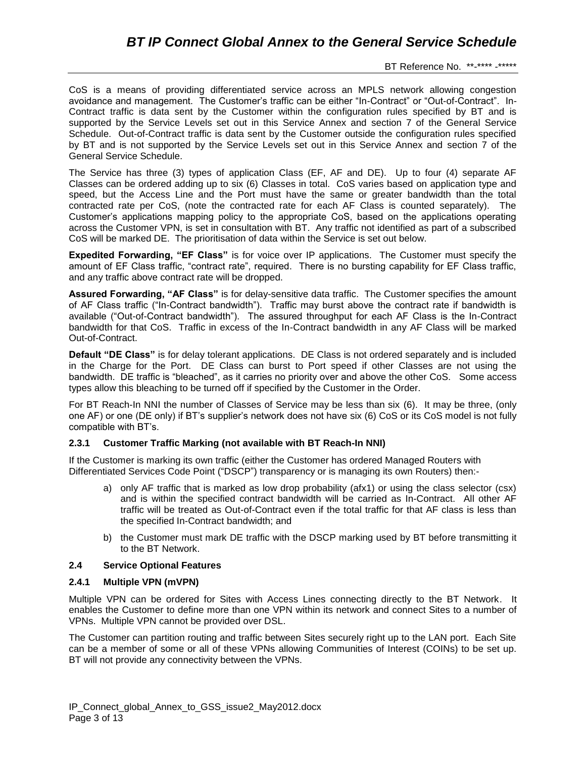CoS is a means of providing differentiated service across an MPLS network allowing congestion avoidance and management. The Customer's traffic can be either "In-Contract" or "Out-of-Contract". In-Contract traffic is data sent by the Customer within the configuration rules specified by BT and is supported by the Service Levels set out in this Service Annex and section 7 of the General Service Schedule. Out-of-Contract traffic is data sent by the Customer outside the configuration rules specified by BT and is not supported by the Service Levels set out in this Service Annex and section 7 of the General Service Schedule.

The Service has three (3) types of application Class (EF, AF and DE). Up to four (4) separate AF Classes can be ordered adding up to six (6) Classes in total. CoS varies based on application type and speed, but the Access Line and the Port must have the same or greater bandwidth than the total contracted rate per CoS, (note the contracted rate for each AF Class is counted separately). The Customer's applications mapping policy to the appropriate CoS, based on the applications operating across the Customer VPN, is set in consultation with BT. Any traffic not identified as part of a subscribed CoS will be marked DE. The prioritisation of data within the Service is set out below.

**Expedited Forwarding, "EF Class"** is for voice over IP applications. The Customer must specify the amount of EF Class traffic, "contract rate", required. There is no bursting capability for EF Class traffic, and any traffic above contract rate will be dropped.

**Assured Forwarding, "AF Class"** is for delay-sensitive data traffic. The Customer specifies the amount of AF Class traffic ("In-Contract bandwidth"). Traffic may burst above the contract rate if bandwidth is available ("Out-of-Contract bandwidth"). The assured throughput for each AF Class is the In-Contract bandwidth for that CoS. Traffic in excess of the In-Contract bandwidth in any AF Class will be marked Out-of-Contract.

**Default "DE Class"** is for delay tolerant applications. DE Class is not ordered separately and is included in the Charge for the Port. DE Class can burst to Port speed if other Classes are not using the bandwidth. DE traffic is "bleached", as it carries no priority over and above the other CoS. Some access types allow this bleaching to be turned off if specified by the Customer in the Order.

For BT Reach-In NNI the number of Classes of Service may be less than six (6). It may be three, (only one AF) or one (DE only) if BT's supplier's network does not have six (6) CoS or its CoS model is not fully compatible with BT's.

### 2.3.1 Customer Traffic Marking (not available with BT Reach-In NNI)

If the Customer is marking its own traffic (either the Customer has ordered Managed Routers with Differentiated Services Code Point ("DSCP") transparency or is managing its own Routers) then:-

a) only AF traffic that is marked as low drop probability (afx1) or using the class selector (csx) and is within the specified contract bandwidth will be carried as In-Contract. All other AF traffic will be treated as Out-of-Contract even if the total traffic for that AF class is less than the specified In-Contract bandwidth; and

b) the Customer must mark DE traffic with the DSCP marking used by BT before transmitting it to the BT Network.

## 2.4 Service Optional Features

### 2.4.1 Multiple VPN (mVPN)

Multiple VPN can be ordered for Sites with Access Lines connecting directly to the BT Network. It enables the Customer to define more than one VPN within its network and connect Sites to a number of VPNs. Multiple VPN cannot be provided over DSL.

The Customer can partition routing and traffic between Sites securely right up to the LAN port. Each Site can be a member of some or all of these VPNs allowing Communities of Interest (COINs) to be set up. BT will not provide any connectivity between the VPNs.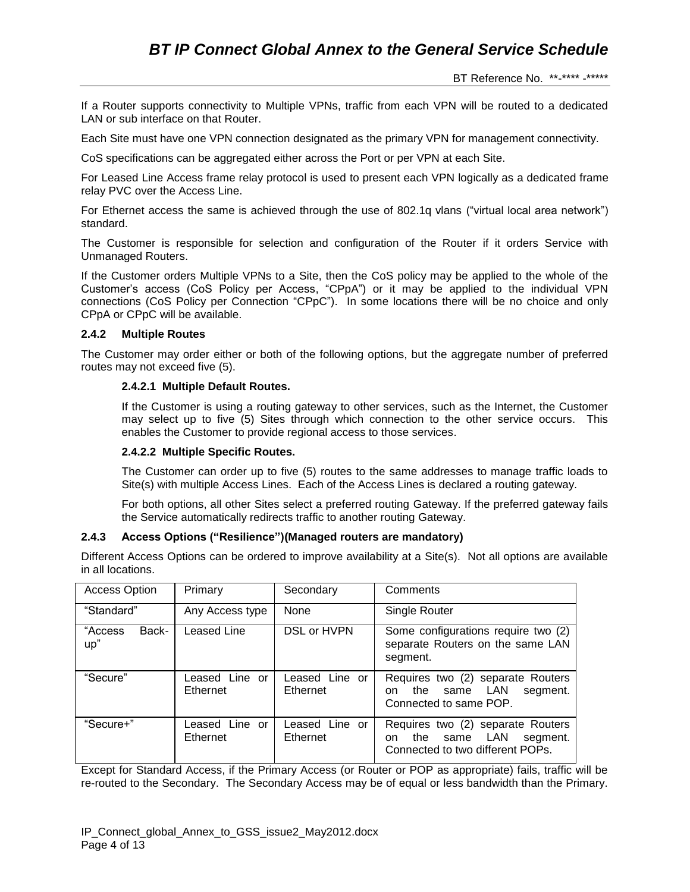If a Router supports connectivity to Multiple VPNs, traffic from each VPN will be routed to a dedicated LAN or sub interface on that Router.

Each Site must have one VPN connection designated as the primary VPN for management connectivity.

CoS specifications can be aggregated either across the Port or per VPN at each Site.

For Leased Line Access frame relay protocol is used to present each VPN logically as a dedicated frame relay PVC over the Access Line.

For Ethernet access the same is achieved through the use of 802.1q vlans ("virtual local area network") standard.

The Customer is responsible for selection and configuration of the Router if it orders Service with Unmanaged Routers.

If the Customer orders Multiple VPNs to a Site, then the CoS policy may be applied to the whole of the Customer's access (CoS Policy per Access, "CPpA") or it may be applied to the individual VPN connections (CoS Policy per Connection "CPpC"). In some locations there will be no choice and only CPpA or CPpC will be available.

### 2.4.2 Multiple Routes

The Customer may order either or both of the following options, but the aggregate number of preferred routes may not exceed five (5).

#### 2.4.2.1 Multiple Default Routes.

If the Customer is using a routing gateway to other services, such as the Internet, the Customer may select up to five (5) Sites through which connection to the other service occurs. This enables the Customer to provide regional access to those services.

#### 2.4.2.2 Multiple Specific Routes.

The Customer can order up to five (5) routes to the same addresses to manage traffic loads to Site(s) with multiple Access Lines. Each of the Access Lines is declared a routing gateway.

For both options, all other Sites select a preferred routing Gateway. If the preferred gateway fails the Service automatically redirects traffic to another routing Gateway.

### 2.4.3 Access Options ("Resilience")(Managed routers are mandatory)

Different Access Options can be ordered to improve availability at a Site(s). Not all options are available in all locations.

| Access Option | Primary | Secondary | Comments |
|---|---|---|---|
| "Standard" | Any Access type | None | Single Router |
| "Access Back-up" | Leased Line | DSL or HVPN | Some configurations require two (2) separate Routers on the same LAN segment. |
| "Secure" | Leased Line or Ethernet | Leased Line or Ethernet | Requires two (2) separate Routers on the same LAN segment. Connected to same POP. |
| "Secure+" | Leased Line or Ethernet | Leased Line or Ethernet | Requires two (2) separate Routers on the same LAN segment. Connected to two different POPs. |

Except for Standard Access, if the Primary Access (or Router or POP as appropriate) fails, traffic will be re-routed to the Secondary. The Secondary Access may be of equal or less bandwidth than the Primary.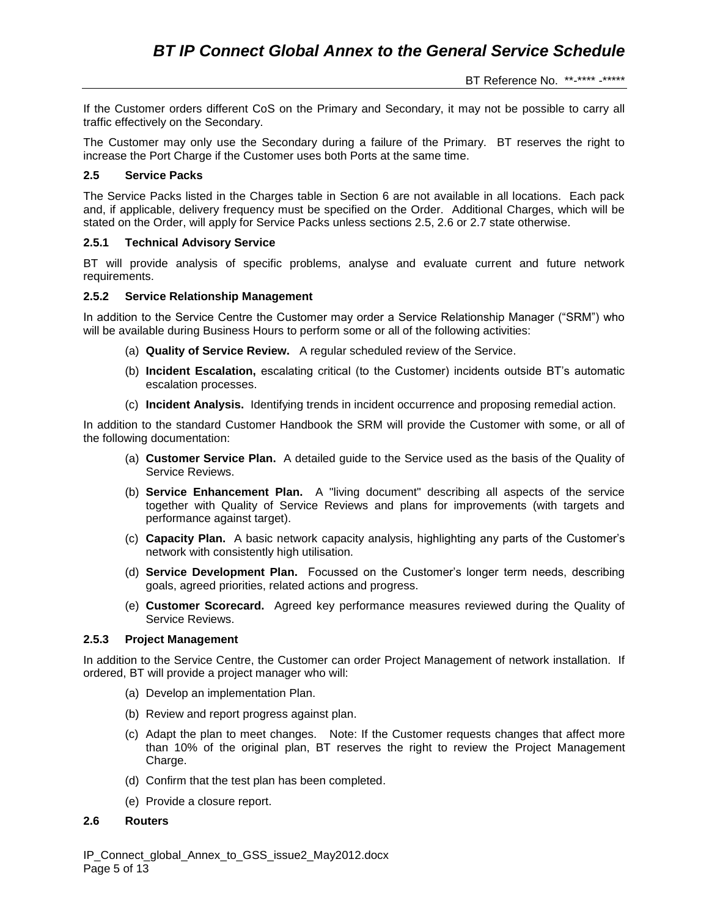If the Customer orders different CoS on the Primary and Secondary, it may not be possible to carry all traffic effectively on the Secondary.

The Customer may only use the Secondary during a failure of the Primary. BT reserves the right to increase the Port Charge if the Customer uses both Ports at the same time.

### 2.5 Service Packs

The Service Packs listed in the Charges table in Section 6 are not available in all locations. Each pack and, if applicable, delivery frequency must be specified on the Order. Additional Charges, which will be stated on the Order, will apply for Service Packs unless sections 2.5, 2.6 or 2.7 state otherwise.

#### 2.5.1 Technical Advisory Service

BT will provide analysis of specific problems, analyse and evaluate current and future network requirements.

#### 2.5.2 Service Relationship Management

In addition to the Service Centre the Customer may order a Service Relationship Manager ("SRM") who will be available during Business Hours to perform some or all of the following activities:

(a) **Quality of Service Review.** A regular scheduled review of the Service.

(b) **Incident Escalation,** escalating critical (to the Customer) incidents outside BT's automatic escalation processes.

(c) **Incident Analysis.** Identifying trends in incident occurrence and proposing remedial action.

In addition to the standard Customer Handbook the SRM will provide the Customer with some, or all of the following documentation:

(a) **Customer Service Plan.** A detailed guide to the Service used as the basis of the Quality of Service Reviews.

(b) **Service Enhancement Plan.** A "living document" describing all aspects of the service together with Quality of Service Reviews and plans for improvements (with targets and performance against target).

(c) **Capacity Plan.** A basic network capacity analysis, highlighting any parts of the Customer's network with consistently high utilisation.

(d) **Service Development Plan.** Focussed on the Customer's longer term needs, describing goals, agreed priorities, related actions and progress.

(e) **Customer Scorecard.** Agreed key performance measures reviewed during the Quality of Service Reviews.

#### 2.5.3 Project Management

In addition to the Service Centre, the Customer can order Project Management of network installation. If ordered, BT will provide a project manager who will:

(a) Develop an implementation Plan.

(b) Review and report progress against plan.

(c) Adapt the plan to meet changes. Note: If the Customer requests changes that affect more than 10% of the original plan, BT reserves the right to review the Project Management Charge.

(d) Confirm that the test plan has been completed.

(e) Provide a closure report.

### 2.6 Routers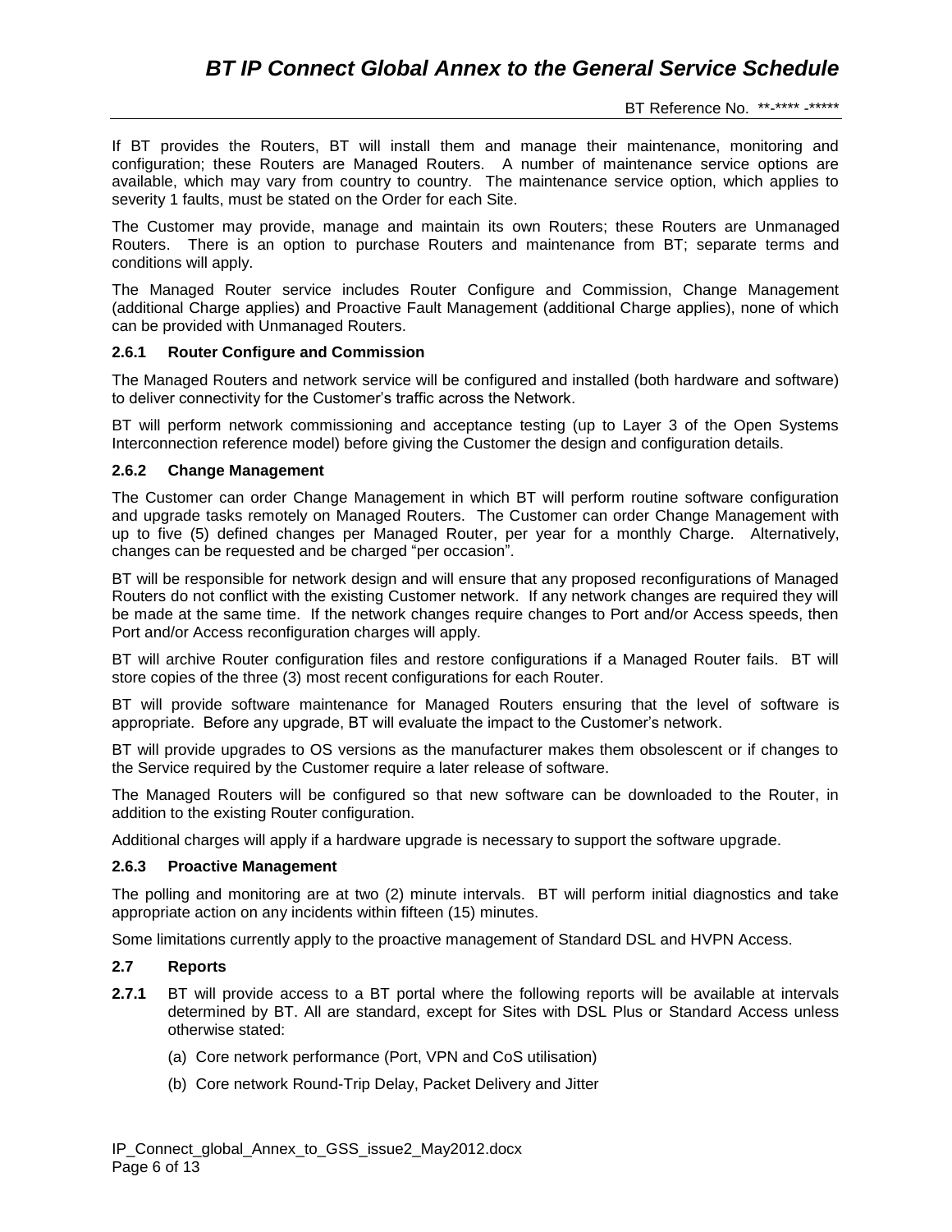If BT provides the Routers, BT will install them and manage their maintenance, monitoring and configuration; these Routers are Managed Routers. A number of maintenance service options are available, which may vary from country to country. The maintenance service option, which applies to severity 1 faults, must be stated on the Order for each Site.

The Customer may provide, manage and maintain its own Routers; these Routers are Unmanaged Routers. There is an option to purchase Routers and maintenance from BT; separate terms and conditions will apply.

The Managed Router service includes Router Configure and Commission, Change Management (additional Charge applies) and Proactive Fault Management (additional Charge applies), none of which can be provided with Unmanaged Routers.

### 2.6.1 Router Configure and Commission

The Managed Routers and network service will be configured and installed (both hardware and software) to deliver connectivity for the Customer's traffic across the Network.

BT will perform network commissioning and acceptance testing (up to Layer 3 of the Open Systems Interconnection reference model) before giving the Customer the design and configuration details.

### 2.6.2 Change Management

The Customer can order Change Management in which BT will perform routine software configuration and upgrade tasks remotely on Managed Routers. The Customer can order Change Management with up to five (5) defined changes per Managed Router, per year for a monthly Charge. Alternatively, changes can be requested and be charged "per occasion".

BT will be responsible for network design and will ensure that any proposed reconfigurations of Managed Routers do not conflict with the existing Customer network. If any network changes are required they will be made at the same time. If the network changes require changes to Port and/or Access speeds, then Port and/or Access reconfiguration charges will apply.

BT will archive Router configuration files and restore configurations if a Managed Router fails. BT will store copies of the three (3) most recent configurations for each Router.

BT will provide software maintenance for Managed Routers ensuring that the level of software is appropriate. Before any upgrade, BT will evaluate the impact to the Customer's network.

BT will provide upgrades to OS versions as the manufacturer makes them obsolescent or if changes to the Service required by the Customer require a later release of software.

The Managed Routers will be configured so that new software can be downloaded to the Router, in addition to the existing Router configuration.

Additional charges will apply if a hardware upgrade is necessary to support the software upgrade.

### 2.6.3 Proactive Management

The polling and monitoring are at two (2) minute intervals. BT will perform initial diagnostics and take appropriate action on any incidents within fifteen (15) minutes.

Some limitations currently apply to the proactive management of Standard DSL and HVPN Access.

### 2.7 Reports

**2.7.1** BT will provide access to a BT portal where the following reports will be available at intervals determined by BT. All are standard, except for Sites with DSL Plus or Standard Access unless otherwise stated:

(a) Core network performance (Port, VPN and CoS utilisation)

(b) Core network Round-Trip Delay, Packet Delivery and Jitter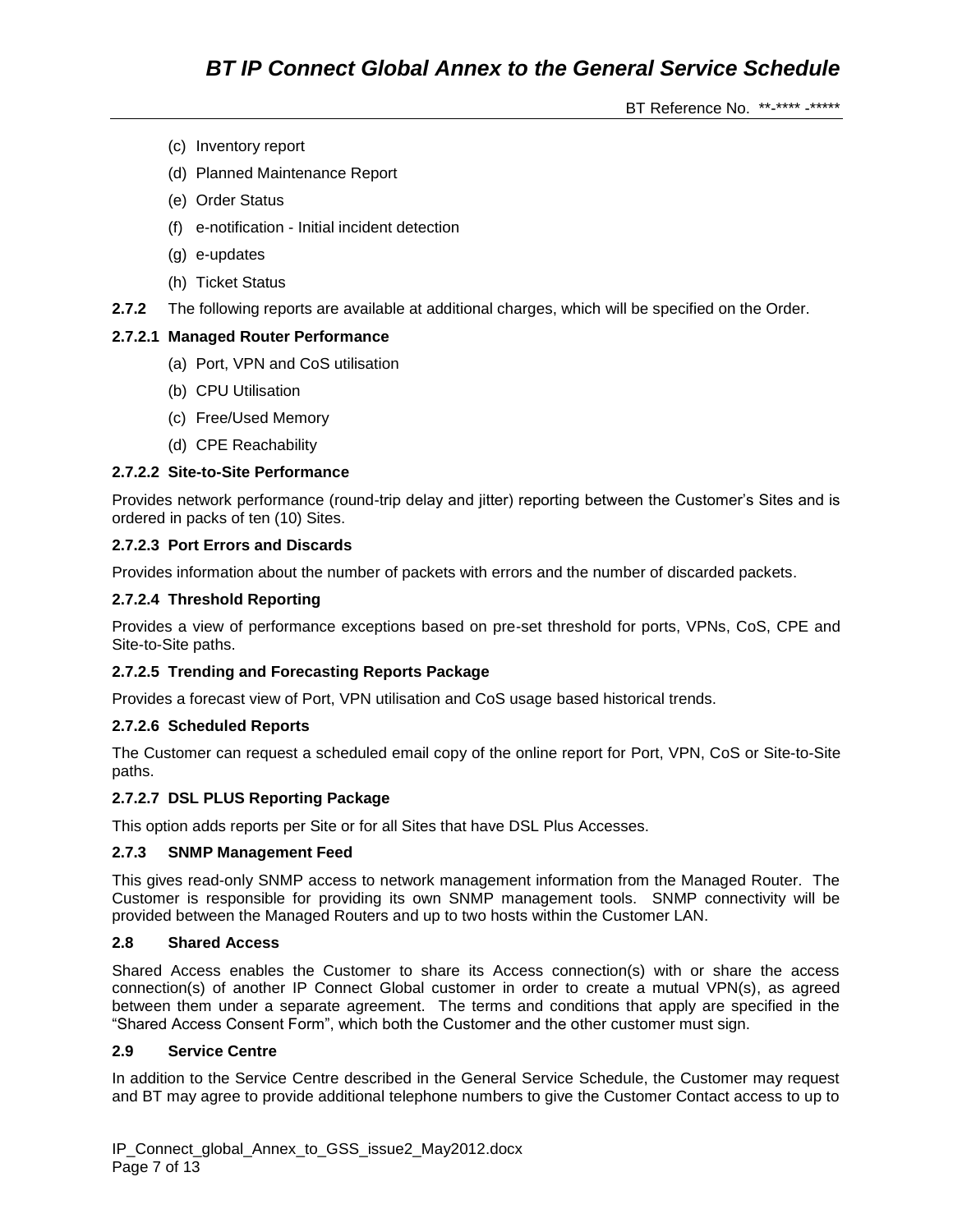(c) Inventory report

(d) Planned Maintenance Report

(e) Order Status

(f) e-notification - Initial incident detection

(g) e-updates

(h) Ticket Status

**2.7.2** The following reports are available at additional charges, which will be specified on the Order.

#### 2.7.2.1 Managed Router Performance

(a) Port, VPN and CoS utilisation

(b) CPU Utilisation

(c) Free/Used Memory

(d) CPE Reachability

#### 2.7.2.2 Site-to-Site Performance

Provides network performance (round-trip delay and jitter) reporting between the Customer's Sites and is ordered in packs of ten (10) Sites.

#### 2.7.2.3 Port Errors and Discards

Provides information about the number of packets with errors and the number of discarded packets.

#### 2.7.2.4 Threshold Reporting

Provides a view of performance exceptions based on pre-set threshold for ports, VPNs, CoS, CPE and Site-to-Site paths.

#### 2.7.2.5 Trending and Forecasting Reports Package

Provides a forecast view of Port, VPN utilisation and CoS usage based historical trends.

#### 2.7.2.6 Scheduled Reports

The Customer can request a scheduled email copy of the online report for Port, VPN, CoS or Site-to-Site paths.

#### 2.7.2.7 DSL PLUS Reporting Package

This option adds reports per Site or for all Sites that have DSL Plus Accesses.

### 2.7.3 SNMP Management Feed

This gives read-only SNMP access to network management information from the Managed Router. The Customer is responsible for providing its own SNMP management tools. SNMP connectivity will be provided between the Managed Routers and up to two hosts within the Customer LAN.

## 2.8 Shared Access

Shared Access enables the Customer to share its Access connection(s) with or share the access connection(s) of another IP Connect Global customer in order to create a mutual VPN(s), as agreed between them under a separate agreement. The terms and conditions that apply are specified in the "Shared Access Consent Form", which both the Customer and the other customer must sign.

## 2.9 Service Centre

In addition to the Service Centre described in the General Service Schedule, the Customer may request and BT may agree to provide additional telephone numbers to give the Customer Contact access to up to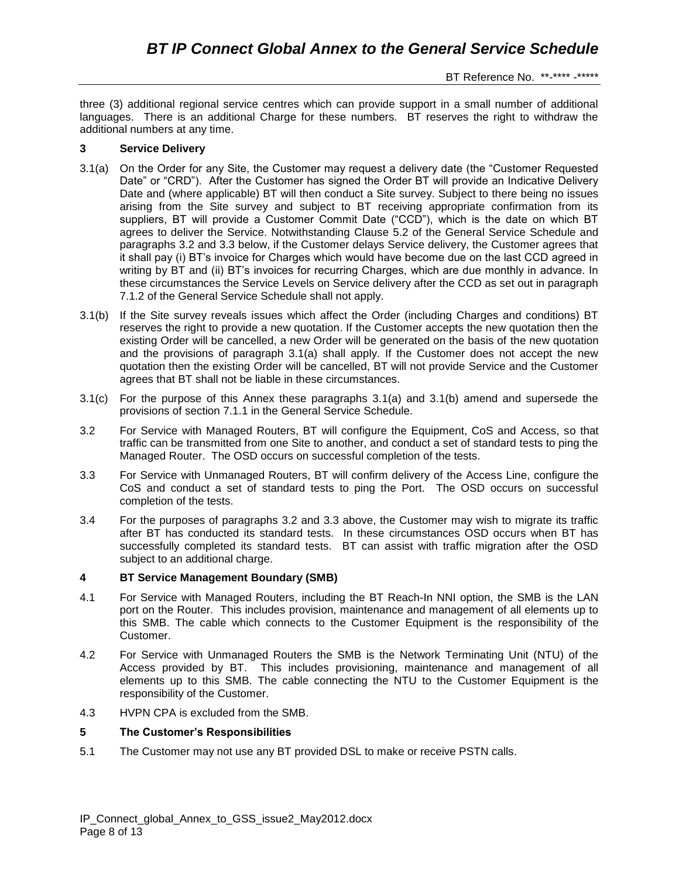three (3) additional regional service centres which can provide support in a small number of additional languages. There is an additional Charge for these numbers. BT reserves the right to withdraw the additional numbers at any time.

## 3 Service Delivery

3.1(a) On the Order for any Site, the Customer may request a delivery date (the "Customer Requested Date" or "CRD"). After the Customer has signed the Order BT will provide an Indicative Delivery Date and (where applicable) BT will then conduct a Site survey. Subject to there being no issues arising from the Site survey and subject to BT receiving appropriate confirmation from its suppliers, BT will provide a Customer Commit Date ("CCD"), which is the date on which BT agrees to deliver the Service. Notwithstanding Clause 5.2 of the General Service Schedule and paragraphs 3.2 and 3.3 below, if the Customer delays Service delivery, the Customer agrees that it shall pay (i) BT's invoice for Charges which would have become due on the last CCD agreed in writing by BT and (ii) BT's invoices for recurring Charges, which are due monthly in advance. In these circumstances the Service Levels on Service delivery after the CCD as set out in paragraph 7.1.2 of the General Service Schedule shall not apply.

3.1(b) If the Site survey reveals issues which affect the Order (including Charges and conditions) BT reserves the right to provide a new quotation. If the Customer accepts the new quotation then the existing Order will be cancelled, a new Order will be generated on the basis of the new quotation and the provisions of paragraph 3.1(a) shall apply. If the Customer does not accept the new quotation then the existing Order will be cancelled, BT will not provide Service and the Customer agrees that BT shall not be liable in these circumstances.

3.1(c) For the purpose of this Annex these paragraphs 3.1(a) and 3.1(b) amend and supersede the provisions of section 7.1.1 in the General Service Schedule.

3.2 For Service with Managed Routers, BT will configure the Equipment, CoS and Access, so that traffic can be transmitted from one Site to another, and conduct a set of standard tests to ping the Managed Router. The OSD occurs on successful completion of the tests.

3.3 For Service with Unmanaged Routers, BT will confirm delivery of the Access Line, configure the CoS and conduct a set of standard tests to ping the Port. The OSD occurs on successful completion of the tests.

3.4 For the purposes of paragraphs 3.2 and 3.3 above, the Customer may wish to migrate its traffic after BT has conducted its standard tests. In these circumstances OSD occurs when BT has successfully completed its standard tests. BT can assist with traffic migration after the OSD subject to an additional charge.

## 4 BT Service Management Boundary (SMB)

4.1 For Service with Managed Routers, including the BT Reach-In NNI option, the SMB is the LAN port on the Router. This includes provision, maintenance and management of all elements up to this SMB. The cable which connects to the Customer Equipment is the responsibility of the Customer.

4.2 For Service with Unmanaged Routers the SMB is the Network Terminating Unit (NTU) of the Access provided by BT. This includes provisioning, maintenance and management of all elements up to this SMB. The cable connecting the NTU to the Customer Equipment is the responsibility of the Customer.

4.3 HVPN CPA is excluded from the SMB.

## 5 The Customer's Responsibilities

5.1 The Customer may not use any BT provided DSL to make or receive PSTN calls.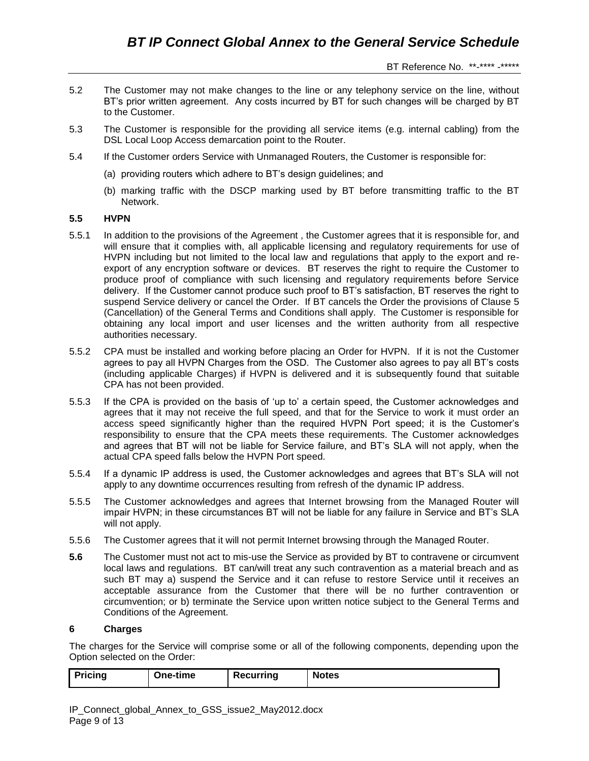5.2 The Customer may not make changes to the line or any telephony service on the line, without BT's prior written agreement. Any costs incurred by BT for such changes will be charged by BT to the Customer.

5.3 The Customer is responsible for the providing all service items (e.g. internal cabling) from the DSL Local Loop Access demarcation point to the Router.

5.4 If the Customer orders Service with Unmanaged Routers, the Customer is responsible for:

(a) providing routers which adhere to BT's design guidelines; and

(b) marking traffic with the DSCP marking used by BT before transmitting traffic to the BT Network.

**5.5 HVPN**

5.5.1 In addition to the provisions of the Agreement , the Customer agrees that it is responsible for, and will ensure that it complies with, all applicable licensing and regulatory requirements for use of HVPN including but not limited to the local law and regulations that apply to the export and re-export of any encryption software or devices. BT reserves the right to require the Customer to produce proof of compliance with such licensing and regulatory requirements before Service delivery. If the Customer cannot produce such proof to BT's satisfaction, BT reserves the right to suspend Service delivery or cancel the Order. If BT cancels the Order the provisions of Clause 5 (Cancellation) of the General Terms and Conditions shall apply. The Customer is responsible for obtaining any local import and user licenses and the written authority from all respective authorities necessary.

5.5.2 CPA must be installed and working before placing an Order for HVPN. If it is not the Customer agrees to pay all HVPN Charges from the OSD. The Customer also agrees to pay all BT's costs (including applicable Charges) if HVPN is delivered and it is subsequently found that suitable CPA has not been provided.

5.5.3 If the CPA is provided on the basis of 'up to' a certain speed, the Customer acknowledges and agrees that it may not receive the full speed, and that for the Service to work it must order an access speed significantly higher than the required HVPN Port speed; it is the Customer's responsibility to ensure that the CPA meets these requirements. The Customer acknowledges and agrees that BT will not be liable for Service failure, and BT's SLA will not apply, when the actual CPA speed falls below the HVPN Port speed.

5.5.4 If a dynamic IP address is used, the Customer acknowledges and agrees that BT's SLA will not apply to any downtime occurrences resulting from refresh of the dynamic IP address.

5.5.5 The Customer acknowledges and agrees that Internet browsing from the Managed Router will impair HVPN; in these circumstances BT will not be liable for any failure in Service and BT's SLA will not apply.

5.5.6 The Customer agrees that it will not permit Internet browsing through the Managed Router.

**5.6** The Customer must not act to mis-use the Service as provided by BT to contravene or circumvent local laws and regulations. BT can/will treat any such contravention as a material breach and as such BT may a) suspend the Service and it can refuse to restore Service until it receives an acceptable assurance from the Customer that there will be no further contravention or circumvention; or b) terminate the Service upon written notice subject to the General Terms and Conditions of the Agreement.

## 6 Charges

The charges for the Service will comprise some or all of the following components, depending upon the Option selected on the Order:

| Pricing | One-time | Recurring | Notes |
|---|---|---|---|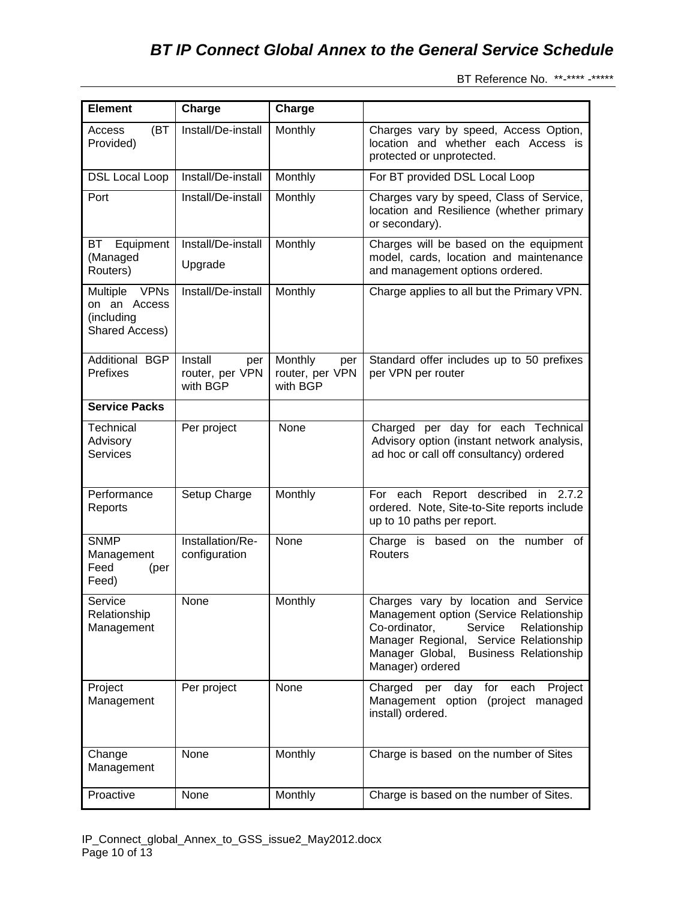| Element | Charge | Charge | |
|---|---|---|---|
| Access (BT Provided) | Install/De-install | Monthly | Charges vary by speed, Access Option, location and whether each Access is protected or unprotected. |
| DSL Local Loop | Install/De-install | Monthly | For BT provided DSL Local Loop |
| Port | Install/De-install | Monthly | Charges vary by speed, Class of Service, location and Resilience (whether primary or secondary). |
| BT Equipment (Managed Routers) | Install/De-install<br>Upgrade | Monthly | Charges will be based on the equipment model, cards, location and maintenance and management options ordered. |
| Multiple VPNs on an Access (including Shared Access) | Install/De-install | Monthly | Charge applies to all but the Primary VPN. |
| Additional BGP Prefixes | Install per router, per VPN with BGP | Monthly per router, per VPN with BGP | Standard offer includes up to 50 prefixes per VPN per router |
| **Service Packs** | | | |
| Technical Advisory Services | Per project | None | Charged per day for each Technical Advisory option (instant network analysis, ad hoc or call off consultancy) ordered |
| Performance Reports | Setup Charge | Monthly | For each Report described in 2.7.2 ordered. Note, Site-to-Site reports include up to 10 paths per report. |
| SNMP Management Feed (per Feed) | Installation/Re-configuration | None | Charge is based on the number of Routers |
| Service Relationship Management | None | Monthly | Charges vary by location and Service Management option (Service Relationship Co-ordinator, Service Relationship Manager Regional, Service Relationship Manager Global, Business Relationship Manager) ordered |
| Project Management | Per project | None | Charged per day for each Project Management option (project managed install) ordered. |
| Change Management | None | Monthly | Charge is based on the number of Sites |
| Proactive | None | Monthly | Charge is based on the number of Sites. |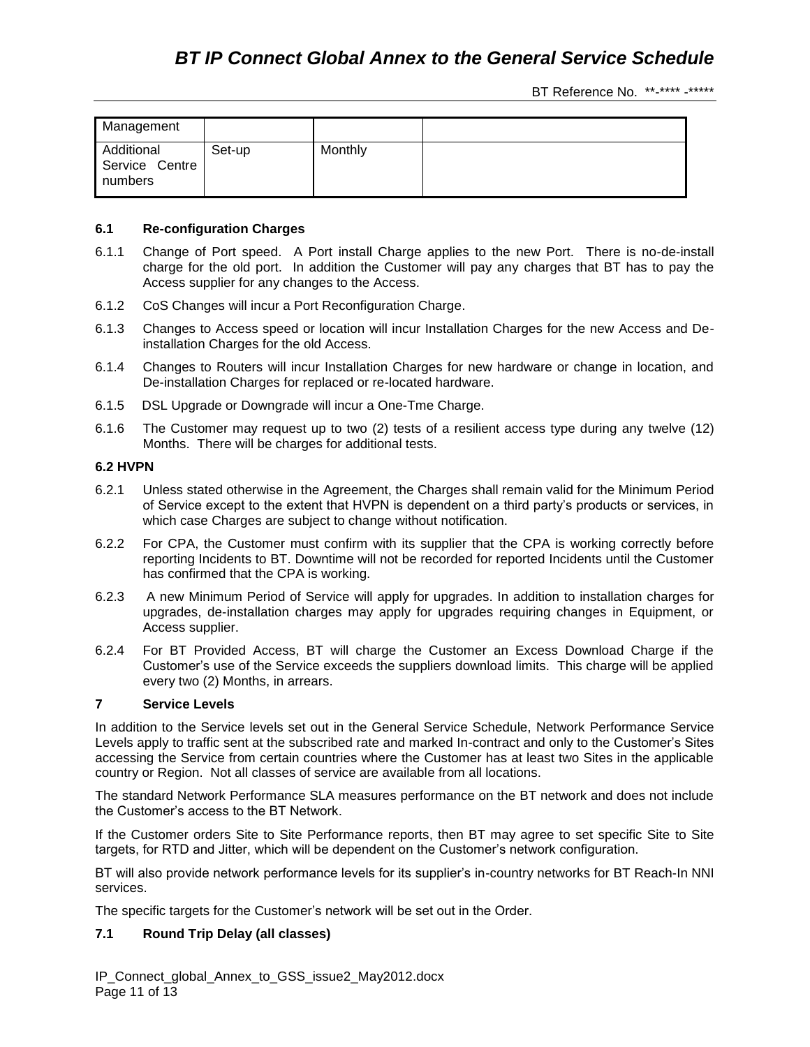| Management | | | |
|---|---|---|---|
| Additional Service Centre numbers | Set-up | Monthly | |

### 6.1 Re-configuration Charges

6.1.1 Change of Port speed. A Port install Charge applies to the new Port. There is no-de-install charge for the old port. In addition the Customer will pay any charges that BT has to pay the Access supplier for any changes to the Access.

6.1.2 CoS Changes will incur a Port Reconfiguration Charge.

6.1.3 Changes to Access speed or location will incur Installation Charges for the new Access and De-installation Charges for the old Access.

6.1.4 Changes to Routers will incur Installation Charges for new hardware or change in location, and De-installation Charges for replaced or re-located hardware.

6.1.5 DSL Upgrade or Downgrade will incur a One-Tme Charge.

6.1.6 The Customer may request up to two (2) tests of a resilient access type during any twelve (12) Months. There will be charges for additional tests.

### 6.2 HVPN

6.2.1 Unless stated otherwise in the Agreement, the Charges shall remain valid for the Minimum Period of Service except to the extent that HVPN is dependent on a third party's products or services, in which case Charges are subject to change without notification.

6.2.2 For CPA, the Customer must confirm with its supplier that the CPA is working correctly before reporting Incidents to BT. Downtime will not be recorded for reported Incidents until the Customer has confirmed that the CPA is working.

6.2.3 A new Minimum Period of Service will apply for upgrades. In addition to installation charges for upgrades, de-installation charges may apply for upgrades requiring changes in Equipment, or Access supplier.

6.2.4 For BT Provided Access, BT will charge the Customer an Excess Download Charge if the Customer's use of the Service exceeds the suppliers download limits. This charge will be applied every two (2) Months, in arrears.

## 7 Service Levels

In addition to the Service levels set out in the General Service Schedule, Network Performance Service Levels apply to traffic sent at the subscribed rate and marked In-contract and only to the Customer's Sites accessing the Service from certain countries where the Customer has at least two Sites in the applicable country or Region. Not all classes of service are available from all locations.

The standard Network Performance SLA measures performance on the BT network and does not include the Customer's access to the BT Network.

If the Customer orders Site to Site Performance reports, then BT may agree to set specific Site to Site targets, for RTD and Jitter, which will be dependent on the Customer's network configuration.

BT will also provide network performance levels for its supplier's in-country networks for BT Reach-In NNI services.

The specific targets for the Customer's network will be set out in the Order.

### 7.1 Round Trip Delay (all classes)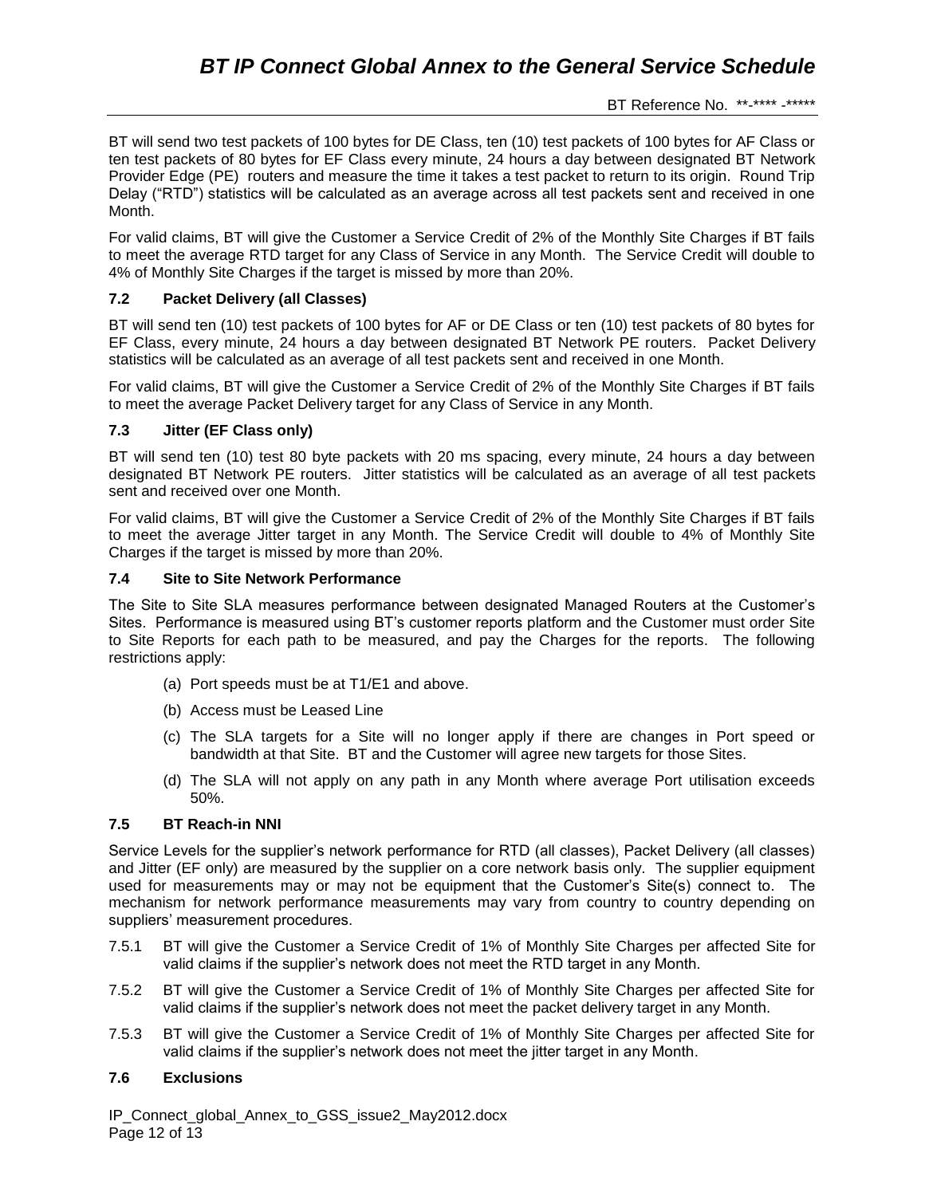BT will send two test packets of 100 bytes for DE Class, ten (10) test packets of 100 bytes for AF Class or ten test packets of 80 bytes for EF Class every minute, 24 hours a day between designated BT Network Provider Edge (PE) routers and measure the time it takes a test packet to return to its origin. Round Trip Delay ("RTD") statistics will be calculated as an average across all test packets sent and received in one Month.

For valid claims, BT will give the Customer a Service Credit of 2% of the Monthly Site Charges if BT fails to meet the average RTD target for any Class of Service in any Month. The Service Credit will double to 4% of Monthly Site Charges if the target is missed by more than 20%.

### 7.2 Packet Delivery (all Classes)

BT will send ten (10) test packets of 100 bytes for AF or DE Class or ten (10) test packets of 80 bytes for EF Class, every minute, 24 hours a day between designated BT Network PE routers. Packet Delivery statistics will be calculated as an average of all test packets sent and received in one Month.

For valid claims, BT will give the Customer a Service Credit of 2% of the Monthly Site Charges if BT fails to meet the average Packet Delivery target for any Class of Service in any Month.

### 7.3 Jitter (EF Class only)

BT will send ten (10) test 80 byte packets with 20 ms spacing, every minute, 24 hours a day between designated BT Network PE routers. Jitter statistics will be calculated as an average of all test packets sent and received over one Month.

For valid claims, BT will give the Customer a Service Credit of 2% of the Monthly Site Charges if BT fails to meet the average Jitter target in any Month. The Service Credit will double to 4% of Monthly Site Charges if the target is missed by more than 20%.

### 7.4 Site to Site Network Performance

The Site to Site SLA measures performance between designated Managed Routers at the Customer's Sites. Performance is measured using BT's customer reports platform and the Customer must order Site to Site Reports for each path to be measured, and pay the Charges for the reports. The following restrictions apply:

(a) Port speeds must be at T1/E1 and above.

(b) Access must be Leased Line

(c) The SLA targets for a Site will no longer apply if there are changes in Port speed or bandwidth at that Site. BT and the Customer will agree new targets for those Sites.

(d) The SLA will not apply on any path in any Month where average Port utilisation exceeds 50%.

### 7.5 BT Reach-in NNI

Service Levels for the supplier's network performance for RTD (all classes), Packet Delivery (all classes) and Jitter (EF only) are measured by the supplier on a core network basis only. The supplier equipment used for measurements may or may not be equipment that the Customer's Site(s) connect to. The mechanism for network performance measurements may vary from country to country depending on suppliers' measurement procedures.

7.5.1 BT will give the Customer a Service Credit of 1% of Monthly Site Charges per affected Site for valid claims if the supplier's network does not meet the RTD target in any Month.

7.5.2 BT will give the Customer a Service Credit of 1% of Monthly Site Charges per affected Site for valid claims if the supplier's network does not meet the packet delivery target in any Month.

7.5.3 BT will give the Customer a Service Credit of 1% of Monthly Site Charges per affected Site for valid claims if the supplier's network does not meet the jitter target in any Month.

### 7.6 Exclusions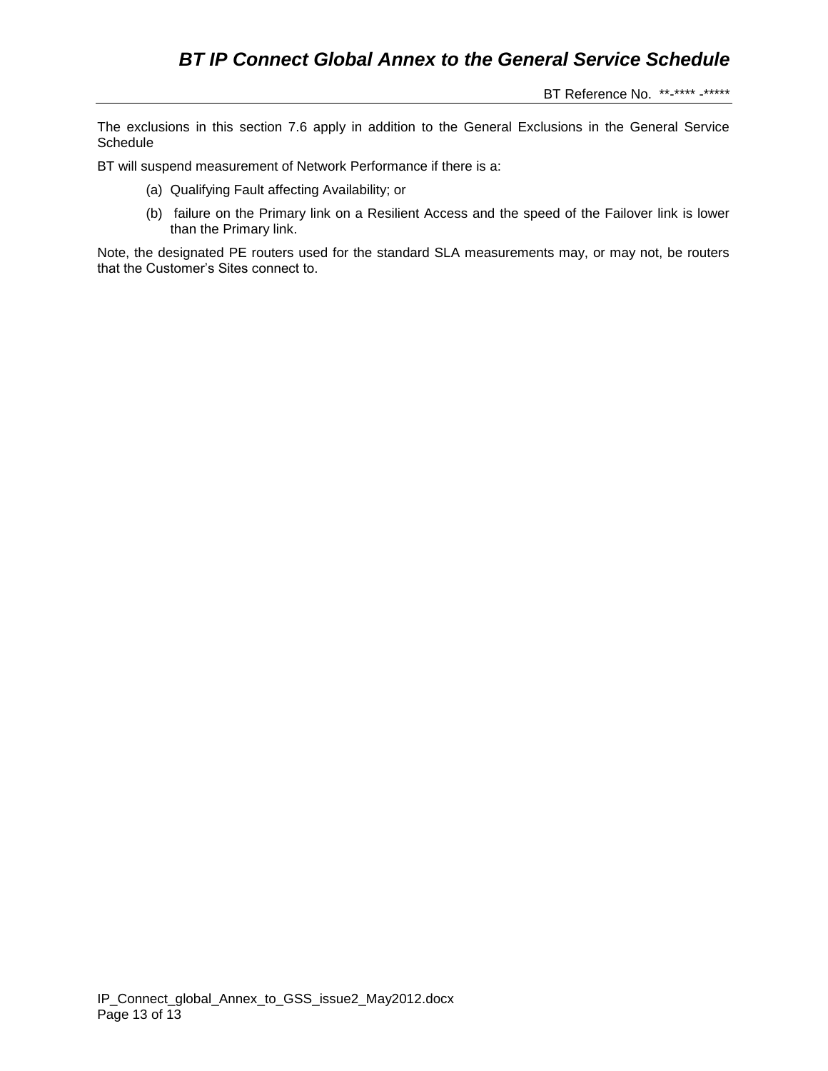The exclusions in this section 7.6 apply in addition to the General Exclusions in the General Service Schedule

BT will suspend measurement of Network Performance if there is a:

(a) Qualifying Fault affecting Availability; or

(b) failure on the Primary link on a Resilient Access and the speed of the Failover link is lower than the Primary link.

Note, the designated PE routers used for the standard SLA measurements may, or may not, be routers that the Customer's Sites connect to.